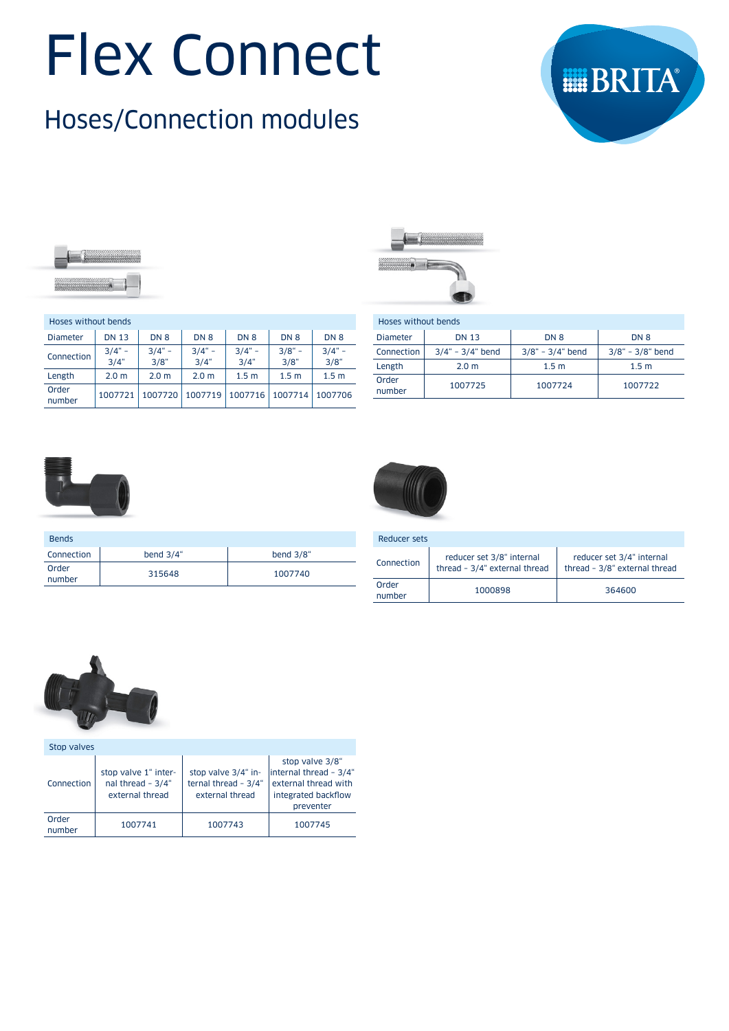# Flex Connect

## Hoses/Connection modules

| Hoses without bends | | | | | | |
|---|---|---|---|---|---|---|
| Diameter | DN 13 | DN 8 | DN 8 | DN 8 | DN 8 | DN 8 |
| Connection | 3/4" – 3/4" | 3/4" – 3/8" | 3/4" – 3/4" | 3/4" – 3/4" | 3/8" – 3/8" | 3/4" – 3/8" |
| Length | 2.0 m | 2.0 m | 2.0 m | 1.5 m | 1.5 m | 1.5 m |
| Order number | 1007721 | 1007720 | 1007719 | 1007716 | 1007714 | 1007706 |

| Hoses without bends | | | |
|---|---|---|---|
| Diameter | DN 13 | DN 8 | DN 8 |
| Connection | 3/4" – 3/4" bend | 3/8" – 3/4" bend | 3/8" – 3/8" bend |
| Length | 2.0 m | 1.5 m | 1.5 m |
| Order number | 1007725 | 1007724 | 1007722 |

| Bends | | |
|---|---|---|
| Connection | bend 3/4" | bend 3/8" |
| Order number | 315648 | 1007740 |

| Reducer sets | | |
|---|---|---|
| Connection | reducer set 3/8" internal thread – 3/4" external thread | reducer set 3/4" internal thread – 3/8" external thread |
| Order number | 1000898 | 364600 |

| Stop valves | | | |
|---|---|---|---|
| Connection | stop valve 1" internal thread – 3/4" external thread | stop valve 3/4" internal thread – 3/4" external thread | stop valve 3/8" internal thread – 3/4" external thread with integrated backflow preventer |
| Order number | 1007741 | 1007743 | 1007745 |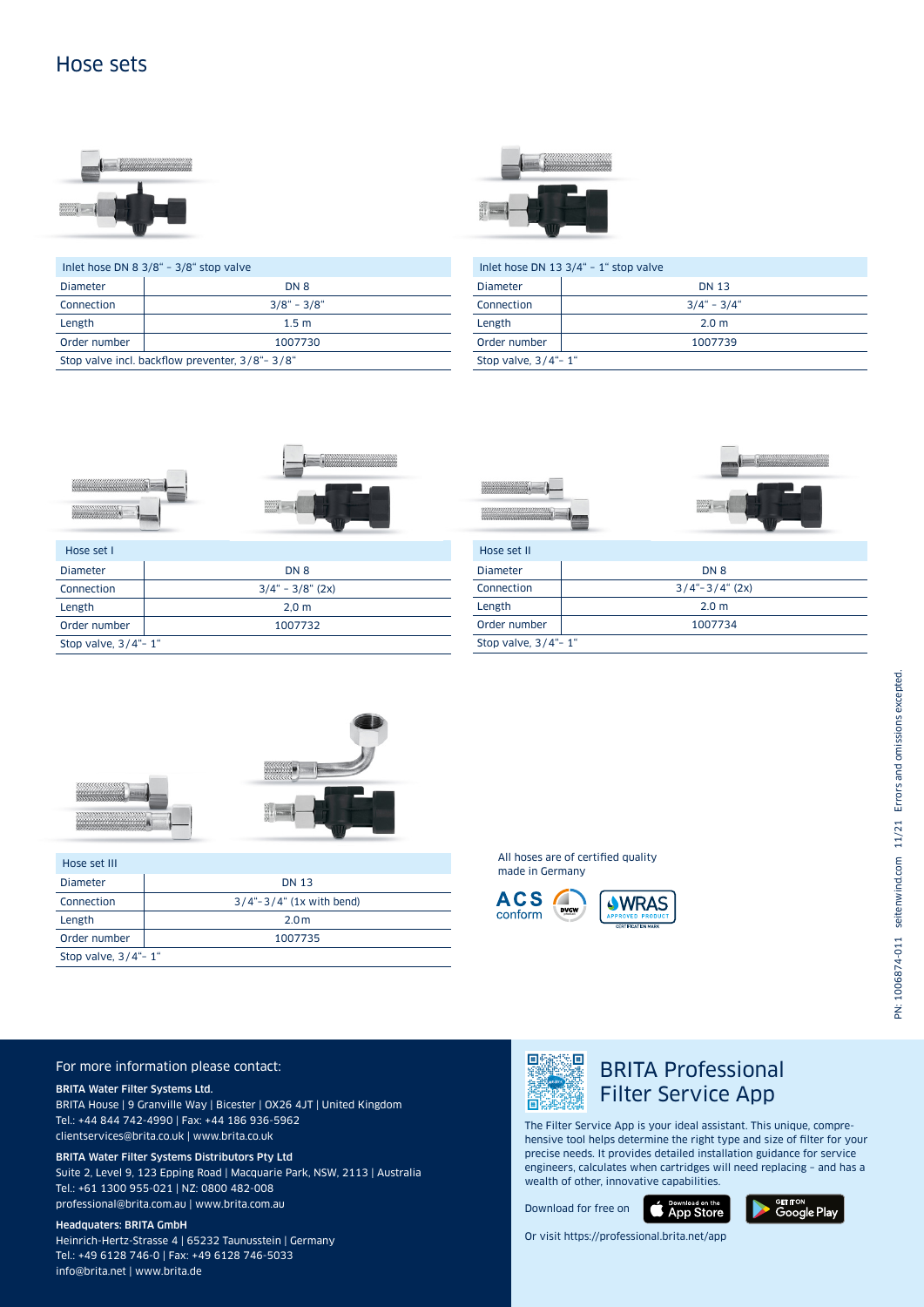# Hose sets

| Inlet hose DN 8 3/8" – 3/8" stop valve | |
|---|---|
| Diameter | DN 8 |
| Connection | 3/8" – 3/8" |
| Length | 1.5 m |
| Order number | 1007730 |
| Stop valve incl. backflow preventer, 3/8"– 3/8" | |

| Inlet hose DN 13 3/4" – 1" stop valve | |
|---|---|
| Diameter | DN 13 |
| Connection | 3/4" – 3/4" |
| Length | 2.0 m |
| Order number | 1007739 |
| Stop valve, 3/4"– 1" | |

| Hose set I | |
|---|---|
| Diameter | DN 8 |
| Connection | 3/4" – 3/8" (2x) |
| Length | 2,0 m |
| Order number | 1007732 |
| Stop valve, 3/4"– 1" | |

| Hose set II | |
|---|---|
| Diameter | DN 8 |
| Connection | 3/4"–3/4" (2x) |
| Length | 2.0 m |
| Order number | 1007734 |
| Stop valve, 3/4"– 1" | |

| Hose set III | |
|---|---|
| Diameter | DN 13 |
| Connection | 3/4"–3/4" (1x with bend) |
| Length | 2.0 m |
| Order number | 1007735 |
| Stop valve, 3/4"– 1" | |

All hoses are of certified quality made in Germany

ACS conform

WRAS APPROVED PRODUCT

PN: 1006874-011 seitenwind.com 11/21 Errors and omissions excepted.

For more information please contact:

**BRITA Water Filter Systems Ltd.**
BRITA House | 9 Granville Way | Bicester | OX26 4JT | United Kingdom
Tel.: +44 844 742-4990 | Fax: +44 186 936-5962
clientservices@brita.co.uk | www.brita.co.uk

**BRITA Water Filter Systems Distributors Pty Ltd**
Suite 2, Level 9, 123 Epping Road | Macquarie Park, NSW, 2113 | Australia
Tel.: +61 1300 955-021 | NZ: 0800 482-008
professional@brita.com.au | www.brita.com.au

**Headquaters: BRITA GmbH**
Heinrich-Hertz-Strasse 4 | 65232 Taunusstein | Germany
Tel.: +49 6128 746-0 | Fax: +49 6128 746-5033
info@brita.net | www.brita.de

## BRITA Professional Filter Service App

The Filter Service App is your ideal assistant. This unique, comprehensive tool helps determine the right type and size of filter for your precise needs. It provides detailed installation guidance for service engineers, calculates when cartridges will need replacing – and has a wealth of other, innovative capabilities.

Download for free on App Store Google Play

Or visit https://professional.brita.net/app